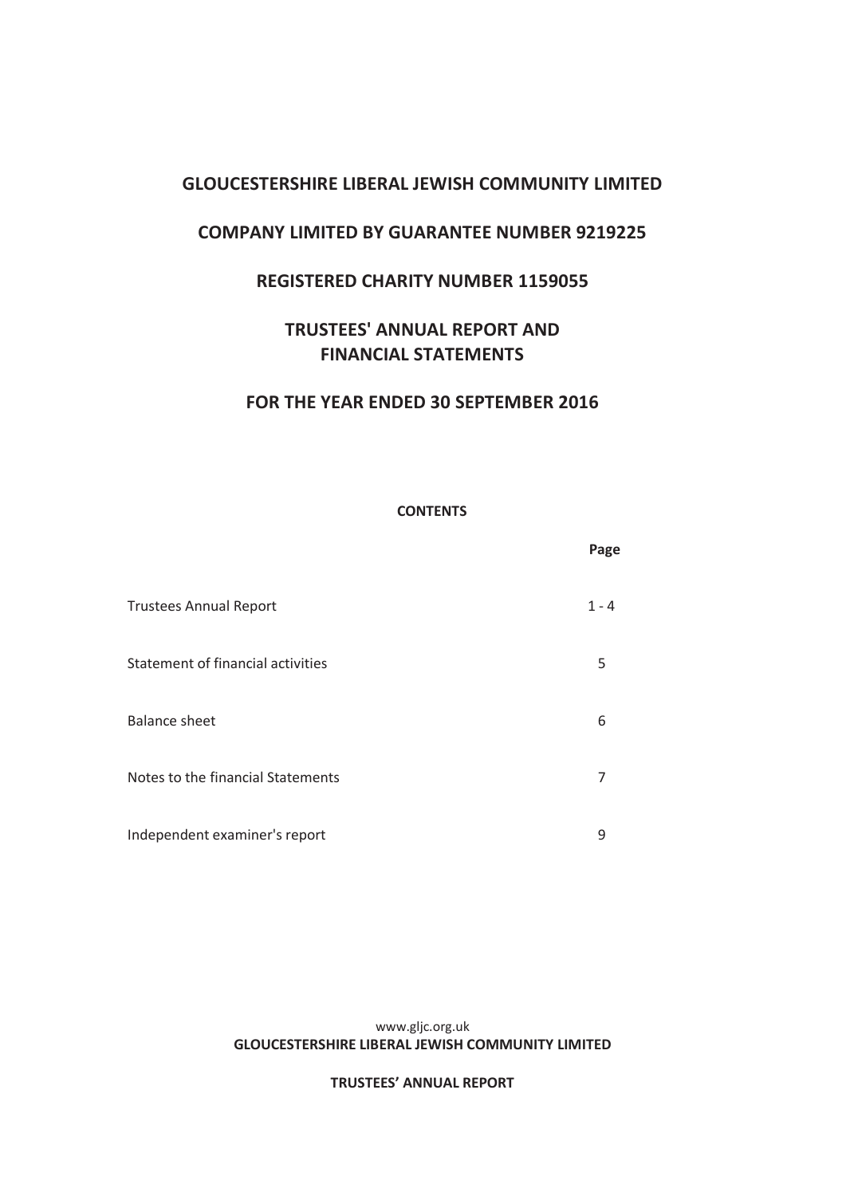# GLOUCESTERSHIRE LIBERAL JEWISH COMMUNITY LIMITED

## COMPANY LIMITED BY GUARANTEE NUMBER 9219225

## REGISTERED CHARITY NUMBER 1159055

## TRUSTEES' ANNUAL REPORT AND FINANCIAL STATEMENTS

## FOR THE YEAR ENDED 30 SEPTEMBER 2016

**CONTENTS**

| | Page |
|---|---|
| Trustees Annual Report | 1 - 4 |
| Statement of financial activities | 5 |
| Balance sheet | 6 |
| Notes to the financial Statements | 7 |
| Independent examiner's report | 9 |

www.gljc.org.uk

**GLOUCESTERSHIRE LIBERAL JEWISH COMMUNITY LIMITED**

**TRUSTEES' ANNUAL REPORT**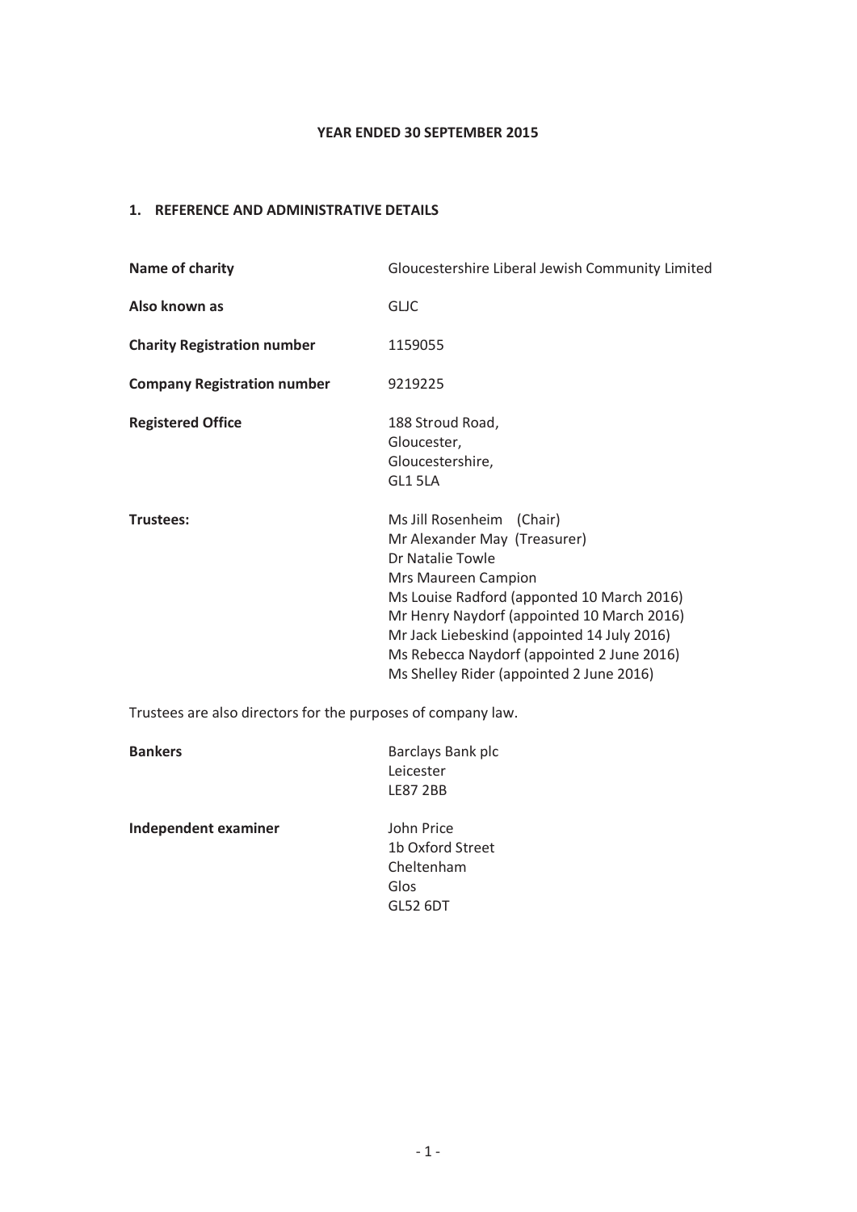**YEAR ENDED 30 SEPTEMBER 2015**

## 1. REFERENCE AND ADMINISTRATIVE DETAILS

| | |
|---|---|
| **Name of charity** | Gloucestershire Liberal Jewish Community Limited |
| **Also known as** | GLJC |
| **Charity Registration number** | 1159055 |
| **Company Registration number** | 9219225 |
| **Registered Office** | 188 Stroud Road,<br>Gloucester,<br>Gloucestershire,<br>GL1 5LA |
| **Trustees:** | Ms Jill Rosenheim (Chair)<br>Mr Alexander May (Treasurer)<br>Dr Natalie Towle<br>Mrs Maureen Campion<br>Ms Louise Radford (apponted 10 March 2016)<br>Mr Henry Naydorf (appointed 10 March 2016)<br>Mr Jack Liebeskind (appointed 14 July 2016)<br>Ms Rebecca Naydorf (appointed 2 June 2016)<br>Ms Shelley Rider (appointed 2 June 2016) |

Trustees are also directors for the purposes of company law.

| | |
|---|---|
| **Bankers** | Barclays Bank plc<br>Leicester<br>LE87 2BB |
| **Independent examiner** | John Price<br>1b Oxford Street<br>Cheltenham<br>Glos<br>GL52 6DT |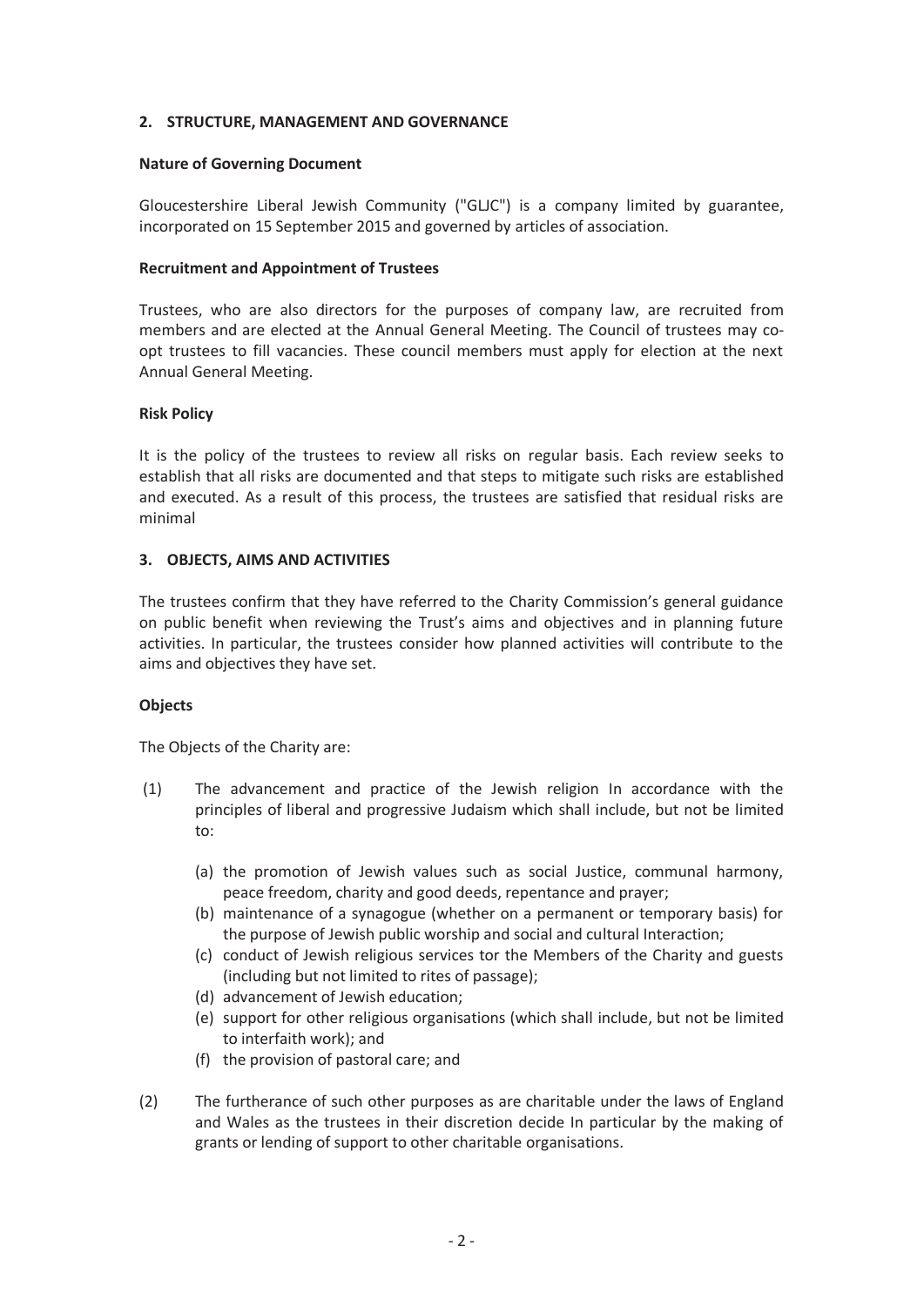## 2. STRUCTURE, MANAGEMENT AND GOVERNANCE

### Nature of Governing Document

Gloucestershire Liberal Jewish Community ("GLJC") is a company limited by guarantee, incorporated on 15 September 2015 and governed by articles of association.

### Recruitment and Appointment of Trustees

Trustees, who are also directors for the purposes of company law, are recruited from members and are elected at the Annual General Meeting. The Council of trustees may co-opt trustees to fill vacancies. These council members must apply for election at the next Annual General Meeting.

### Risk Policy

It is the policy of the trustees to review all risks on regular basis. Each review seeks to establish that all risks are documented and that steps to mitigate such risks are established and executed. As a result of this process, the trustees are satisfied that residual risks are minimal

## 3. OBJECTS, AIMS AND ACTIVITIES

The trustees confirm that they have referred to the Charity Commission's general guidance on public benefit when reviewing the Trust's aims and objectives and in planning future activities. In particular, the trustees consider how planned activities will contribute to the aims and objectives they have set.

### Objects

The Objects of the Charity are:

(1) The advancement and practice of the Jewish religion In accordance with the principles of liberal and progressive Judaism which shall include, but not be limited to:

  - (a) the promotion of Jewish values such as social Justice, communal harmony, peace freedom, charity and good deeds, repentance and prayer;
  - (b) maintenance of a synagogue (whether on a permanent or temporary basis) for the purpose of Jewish public worship and social and cultural Interaction;
  - (c) conduct of Jewish religious services tor the Members of the Charity and guests (including but not limited to rites of passage);
  - (d) advancement of Jewish education;
  - (e) support for other religious organisations (which shall include, but not be limited to interfaith work); and
  - (f) the provision of pastoral care; and

(2) The furtherance of such other purposes as are charitable under the laws of England and Wales as the trustees in their discretion decide In particular by the making of grants or lending of support to other charitable organisations.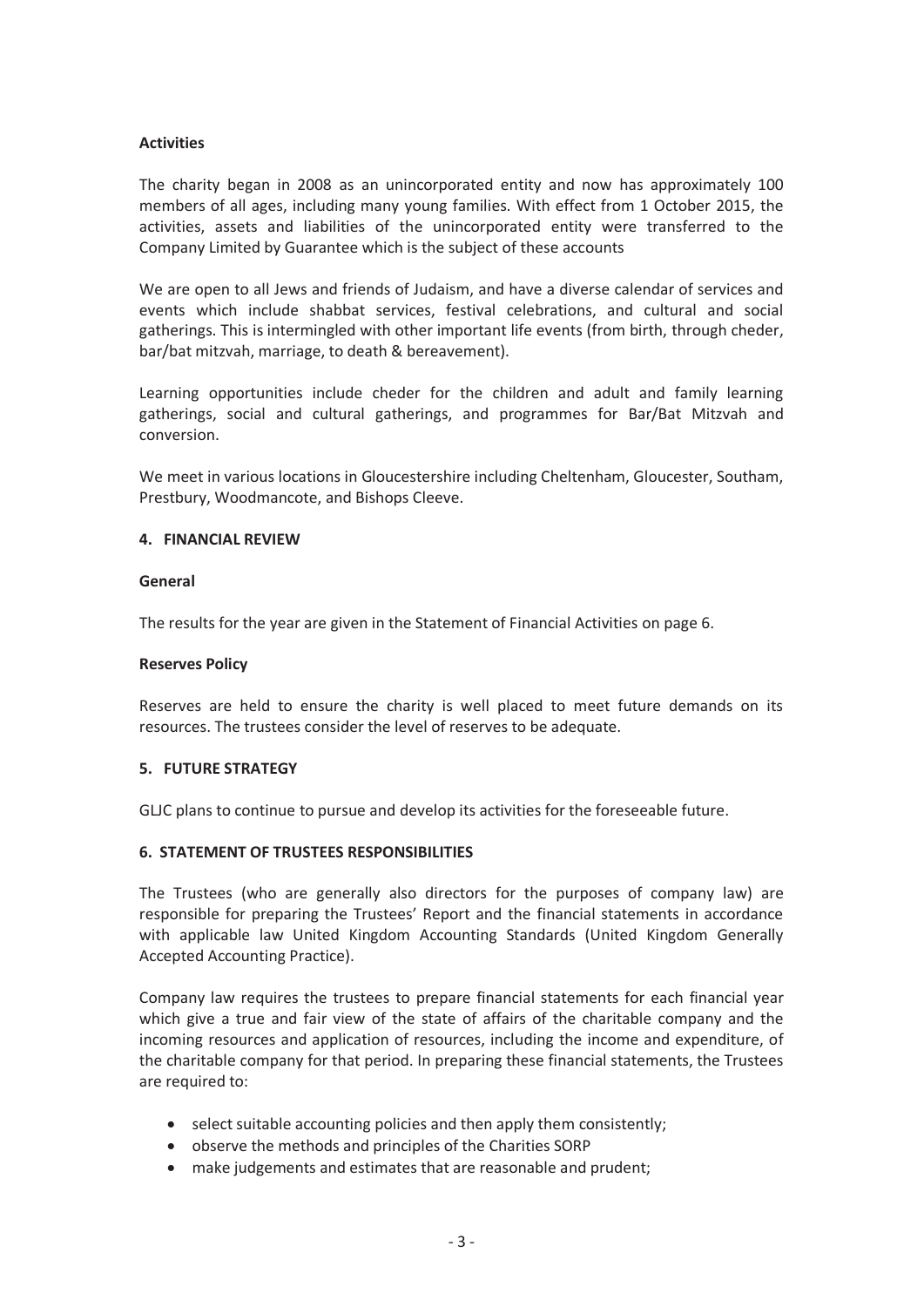**Activities**

The charity began in 2008 as an unincorporated entity and now has approximately 100 members of all ages, including many young families. With effect from 1 October 2015, the activities, assets and liabilities of the unincorporated entity were transferred to the Company Limited by Guarantee which is the subject of these accounts

We are open to all Jews and friends of Judaism, and have a diverse calendar of services and events which include shabbat services, festival celebrations, and cultural and social gatherings. This is intermingled with other important life events (from birth, through cheder, bar/bat mitzvah, marriage, to death & bereavement).

Learning opportunities include cheder for the children and adult and family learning gatherings, social and cultural gatherings, and programmes for Bar/Bat Mitzvah and conversion.

We meet in various locations in Gloucestershire including Cheltenham, Gloucester, Southam, Prestbury, Woodmancote, and Bishops Cleeve.

## 4. FINANCIAL REVIEW

**General**

The results for the year are given in the Statement of Financial Activities on page 6.

**Reserves Policy**

Reserves are held to ensure the charity is well placed to meet future demands on its resources. The trustees consider the level of reserves to be adequate.

## 5. FUTURE STRATEGY

GLJC plans to continue to pursue and develop its activities for the foreseeable future.

## 6. STATEMENT OF TRUSTEES RESPONSIBILITIES

The Trustees (who are generally also directors for the purposes of company law) are responsible for preparing the Trustees' Report and the financial statements in accordance with applicable law United Kingdom Accounting Standards (United Kingdom Generally Accepted Accounting Practice).

Company law requires the trustees to prepare financial statements for each financial year which give a true and fair view of the state of affairs of the charitable company and the incoming resources and application of resources, including the income and expenditure, of the charitable company for that period. In preparing these financial statements, the Trustees are required to:

- select suitable accounting policies and then apply them consistently;
- observe the methods and principles of the Charities SORP
- make judgements and estimates that are reasonable and prudent;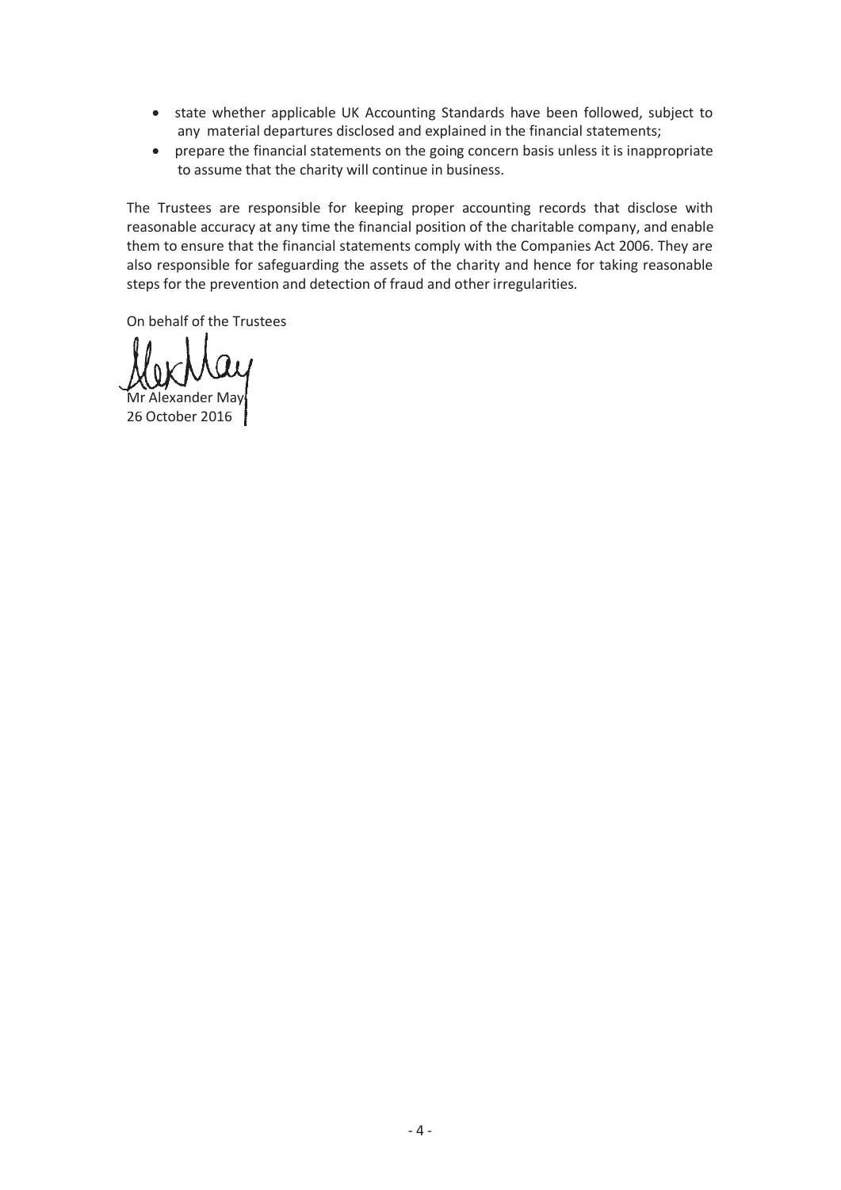- state whether applicable UK Accounting Standards have been followed, subject to any material departures disclosed and explained in the financial statements;
- prepare the financial statements on the going concern basis unless it is inappropriate to assume that the charity will continue in business.

The Trustees are responsible for keeping proper accounting records that disclose with reasonable accuracy at any time the financial position of the charitable company, and enable them to ensure that the financial statements comply with the Companies Act 2006. They are also responsible for safeguarding the assets of the charity and hence for taking reasonable steps for the prevention and detection of fraud and other irregularities.

On behalf of the Trustees

Mr Alexander May
26 October 2016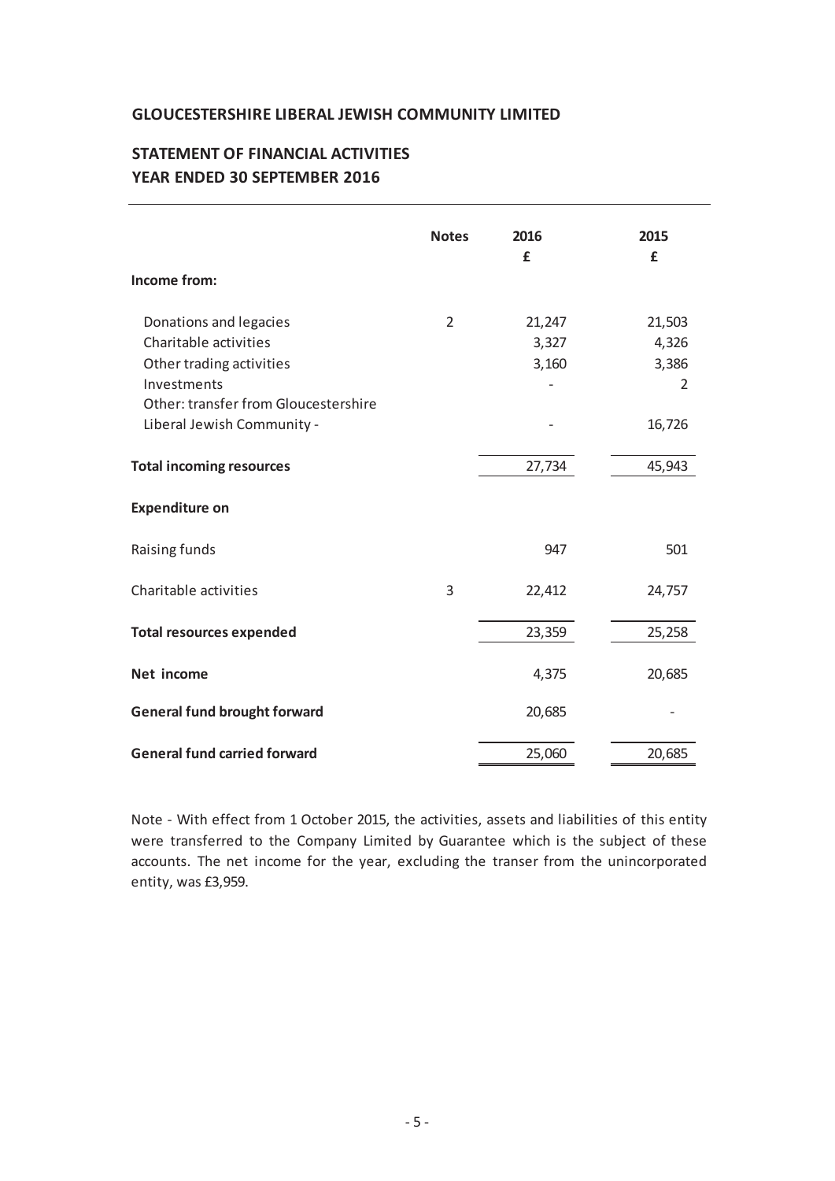## GLOUCESTERSHIRE LIBERAL JEWISH COMMUNITY LIMITED

## STATEMENT OF FINANCIAL ACTIVITIES
## YEAR ENDED 30 SEPTEMBER 2016

| | Notes | 2016 £ | 2015 £ |
|---|---|---|---|
| **Income from:** | | | |
| Donations and legacies | 2 | 21,247 | 21,503 |
| Charitable activities | | 3,327 | 4,326 |
| Other trading activities | | 3,160 | 3,386 |
| Investments | | - | 2 |
| Other: transfer from Gloucestershire Liberal Jewish Community - | | - | 16,726 |
| **Total incoming resources** | | 27,734 | 45,943 |
| **Expenditure on** | | | |
| Raising funds | | 947 | 501 |
| Charitable activities | 3 | 22,412 | 24,757 |
| **Total resources expended** | | 23,359 | 25,258 |
| **Net income** | | 4,375 | 20,685 |
| **General fund brought forward** | | 20,685 | - |
| **General fund carried forward** | | 25,060 | 20,685 |

Note - With effect from 1 October 2015, the activities, assets and liabilities of this entity were transferred to the Company Limited by Guarantee which is the subject of these accounts. The net income for the year, excluding the transer from the unincorporated entity, was £3,959.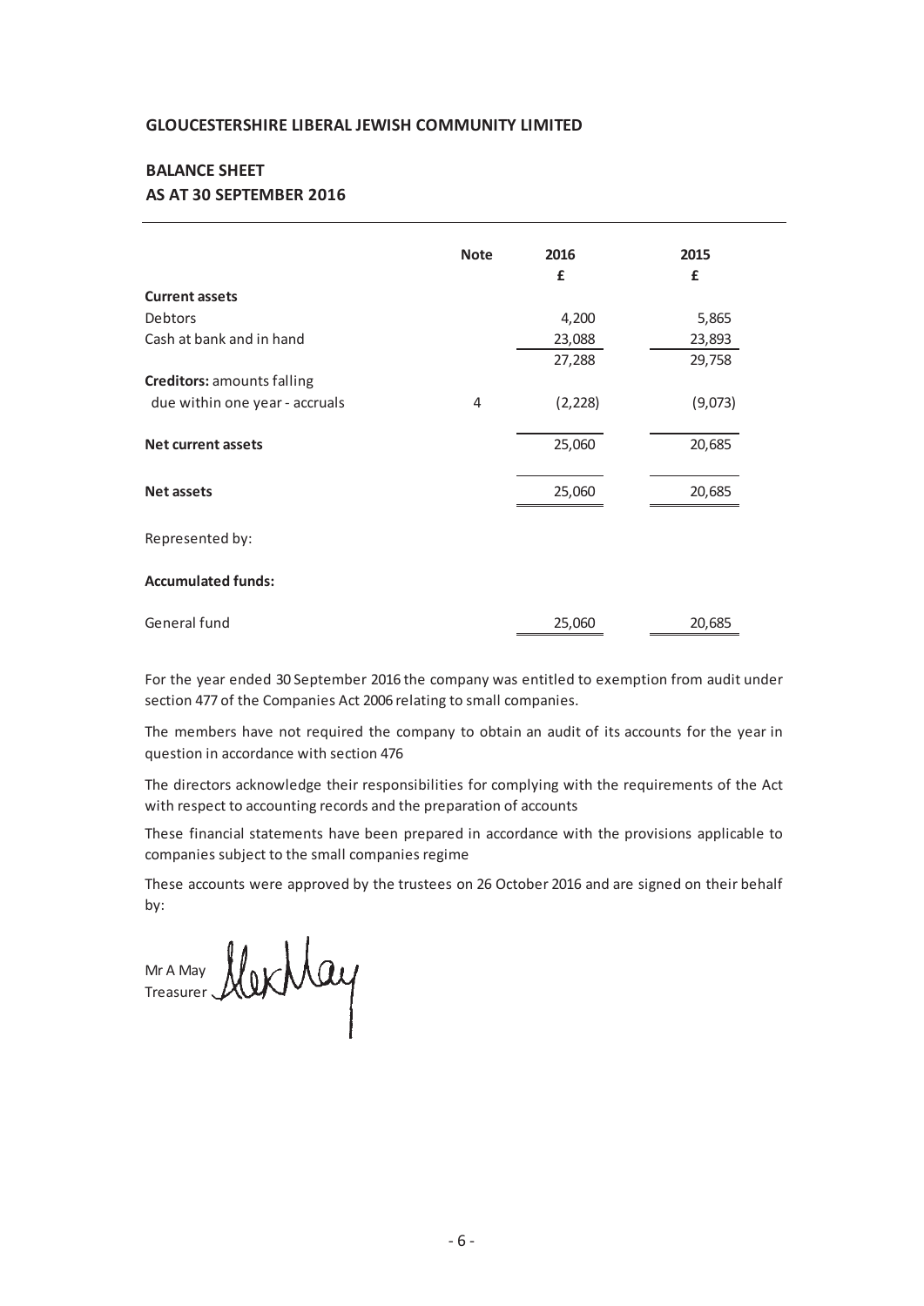**GLOUCESTERSHIRE LIBERAL JEWISH COMMUNITY LIMITED**

## BALANCE SHEET
## AS AT 30 SEPTEMBER 2016

| | Note | 2016 £ | 2015 £ |
|---|---|---|---|
| **Current assets** | | | |
| Debtors | | 4,200 | 5,865 |
| Cash at bank and in hand | | 23,088 | 23,893 |
| | | 27,288 | 29,758 |
| **Creditors:** amounts falling due within one year - accruals | 4 | (2,228) | (9,073) |
| **Net current assets** | | 25,060 | 20,685 |
| **Net assets** | | 25,060 | 20,685 |
| Represented by: | | | |
| **Accumulated funds:** | | | |
| General fund | | 25,060 | 20,685 |

For the year ended 30 September 2016 the company was entitled to exemption from audit under section 477 of the Companies Act 2006 relating to small companies.

The members have not required the company to obtain an audit of its accounts for the year in question in accordance with section 476

The directors acknowledge their responsibilities for complying with the requirements of the Act with respect to accounting records and the preparation of accounts

These financial statements have been prepared in accordance with the provisions applicable to companies subject to the small companies regime

These accounts were approved by the trustees on 26 October 2016 and are signed on their behalf by:

Mr A May
Treasurer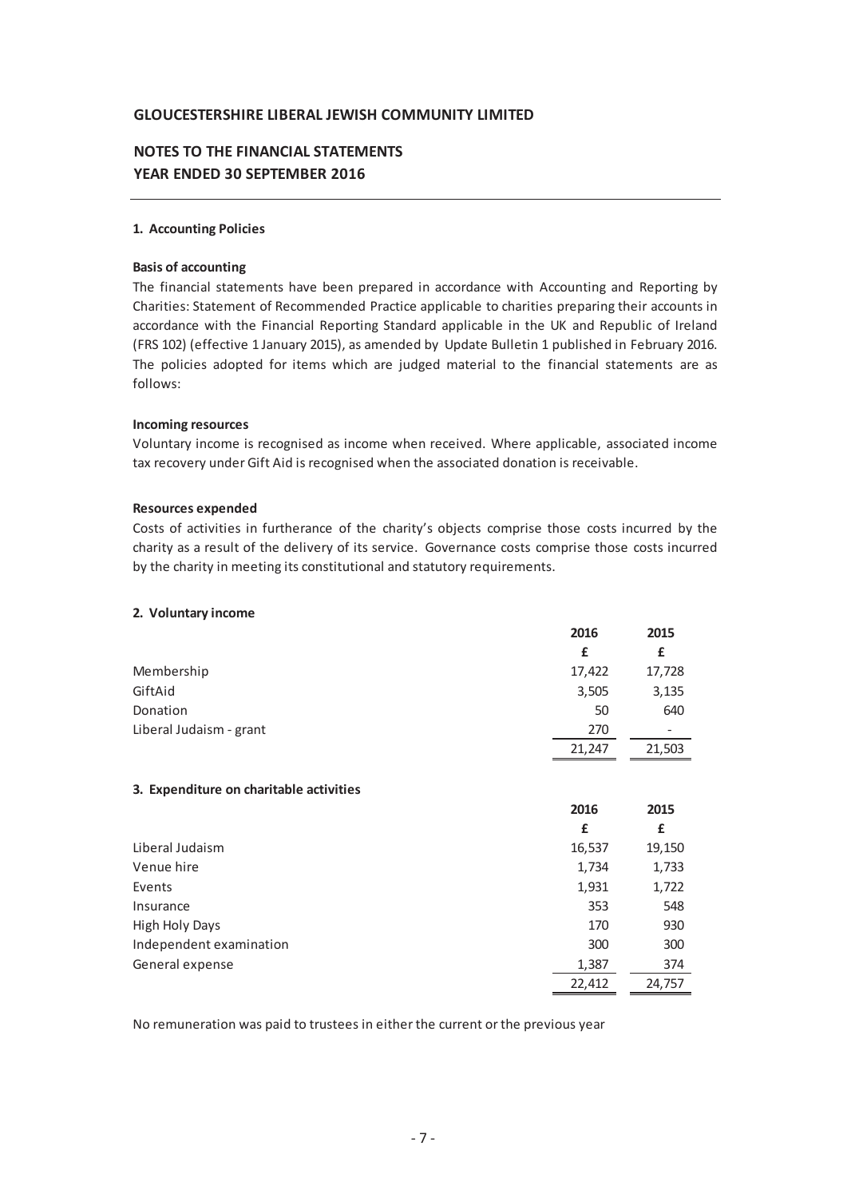## GLOUCESTERSHIRE LIBERAL JEWISH COMMUNITY LIMITED

## NOTES TO THE FINANCIAL STATEMENTS
## YEAR ENDED 30 SEPTEMBER 2016

### 1. Accounting Policies

**Basis of accounting**

The financial statements have been prepared in accordance with Accounting and Reporting by Charities: Statement of Recommended Practice applicable to charities preparing their accounts in accordance with the Financial Reporting Standard applicable in the UK and Republic of Ireland (FRS 102) (effective 1 January 2015), as amended by Update Bulletin 1 published in February 2016. The policies adopted for items which are judged material to the financial statements are as follows:

**Incoming resources**

Voluntary income is recognised as income when received. Where applicable, associated income tax recovery under Gift Aid is recognised when the associated donation is receivable.

**Resources expended**

Costs of activities in furtherance of the charity's objects comprise those costs incurred by the charity as a result of the delivery of its service. Governance costs comprise those costs incurred by the charity in meeting its constitutional and statutory requirements.

### 2. Voluntary income

| | 2016 | 2015 |
|---|---|---|
| | £ | £ |
| Membership | 17,422 | 17,728 |
| GiftAid | 3,505 | 3,135 |
| Donation | 50 | 640 |
| Liberal Judaism - grant | 270 | - |
| | 21,247 | 21,503 |

### 3. Expenditure on charitable activities

| | 2016 | 2015 |
|---|---|---|
| | £ | £ |
| Liberal Judaism | 16,537 | 19,150 |
| Venue hire | 1,734 | 1,733 |
| Events | 1,931 | 1,722 |
| Insurance | 353 | 548 |
| High Holy Days | 170 | 930 |
| Independent examination | 300 | 300 |
| General expense | 1,387 | 374 |
| | 22,412 | 24,757 |

No remuneration was paid to trustees in either the current or the previous year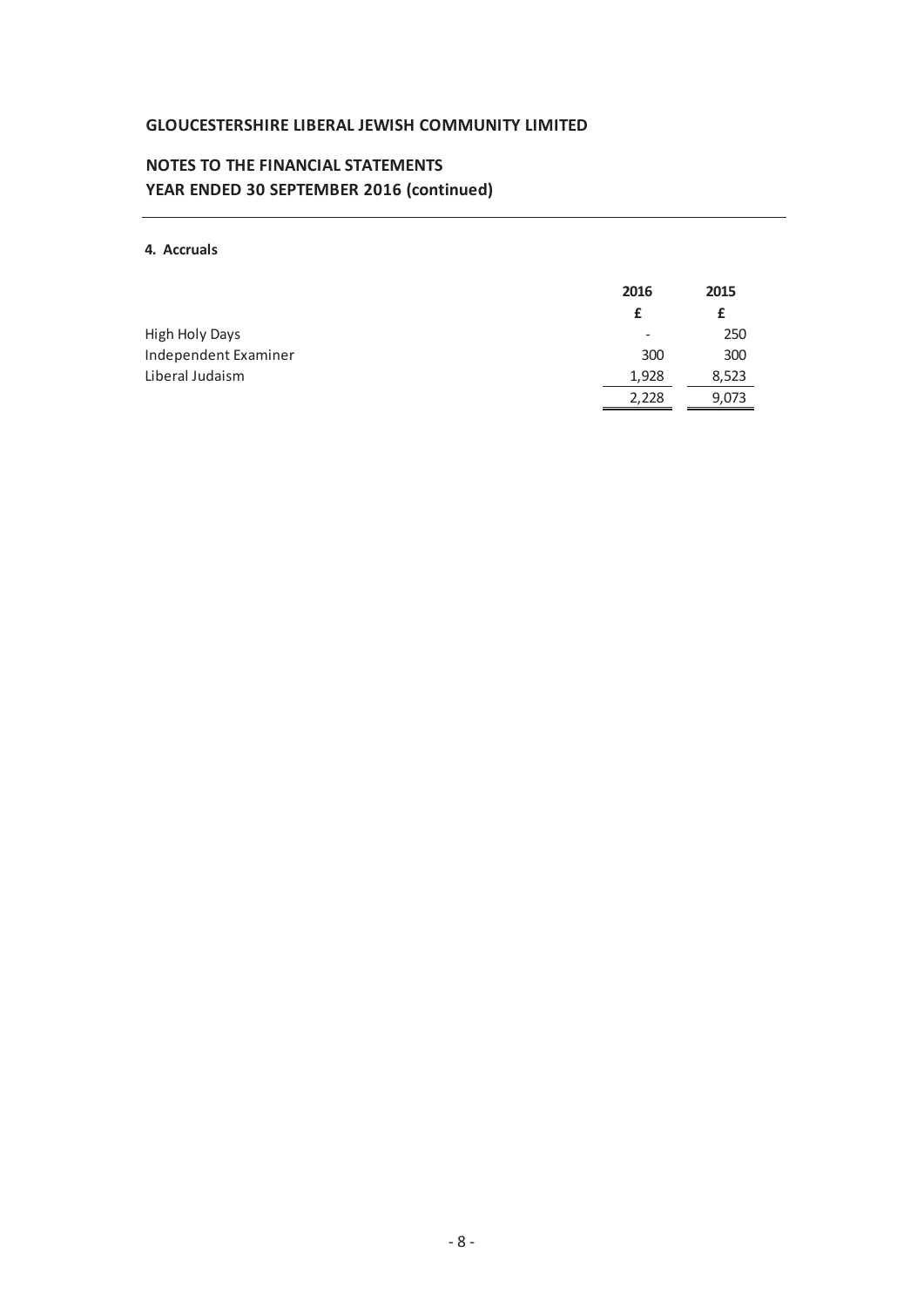GLOUCESTERSHIRE LIBERAL JEWISH COMMUNITY LIMITED

NOTES TO THE FINANCIAL STATEMENTS
YEAR ENDED 30 SEPTEMBER 2016 (continued)

**4. Accruals**

| | 2016 | 2015 |
|---|---|---|
| | £ | £ |
| High Holy Days | - | 250 |
| Independent Examiner | 300 | 300 |
| Liberal Judaism | 1,928 | 8,523 |
| | 2,228 | 9,073 |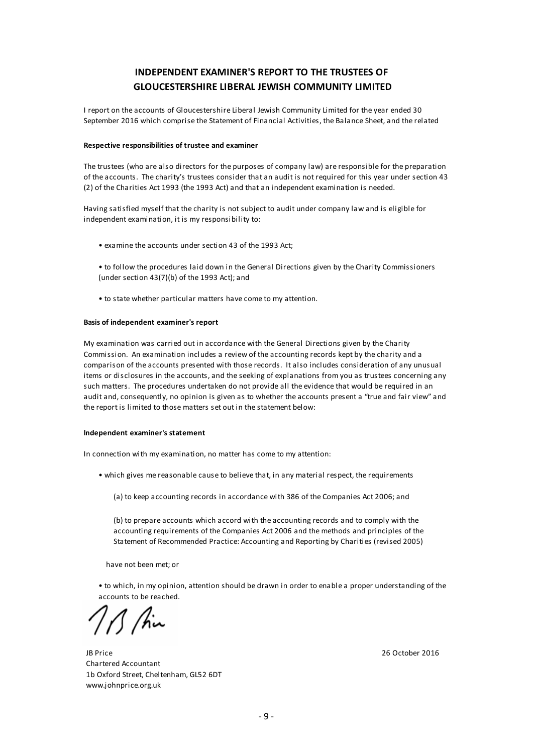# INDEPENDENT EXAMINER'S REPORT TO THE TRUSTEES OF GLOUCESTERSHIRE LIBERAL JEWISH COMMUNITY LIMITED

I report on the accounts of Gloucestershire Liberal Jewish Community Limited for the year ended 30 September 2016 which comprise the Statement of Financial Activities, the Balance Sheet, and the related

**Respective responsibilities of trustee and examiner**

The trustees (who are also directors for the purposes of company law) are responsible for the preparation of the accounts. The charity's trustees consider that an audit is not required for this year under section 43 (2) of the Charities Act 1993 (the 1993 Act) and that an independent examination is needed.

Having satisfied myself that the charity is not subject to audit under company law and is eligible for independent examination, it is my responsibility to:

- examine the accounts under section 43 of the 1993 Act;
- to follow the procedures laid down in the General Directions given by the Charity Commissioners (under section 43(7)(b) of the 1993 Act); and
- to state whether particular matters have come to my attention.

**Basis of independent examiner's report**

My examination was carried out in accordance with the General Directions given by the Charity Commission. An examination includes a review of the accounting records kept by the charity and a comparison of the accounts presented with those records. It also includes consideration of any unusual items or disclosures in the accounts, and the seeking of explanations from you as trustees concerning any such matters. The procedures undertaken do not provide all the evidence that would be required in an audit and, consequently, no opinion is given as to whether the accounts present a "true and fair view" and the report is limited to those matters set out in the statement below:

**Independent examiner's statement**

In connection with my examination, no matter has come to my attention:

- which gives me reasonable cause to believe that, in any material respect, the requirements

  (a) to keep accounting records in accordance with 386 of the Companies Act 2006; and

  (b) to prepare accounts which accord with the accounting records and to comply with the accounting requirements of the Companies Act 2006 and the methods and principles of the Statement of Recommended Practice: Accounting and Reporting by Charities (revised 2005)

  have not been met; or

- to which, in my opinion, attention should be drawn in order to enable a proper understanding of the accounts to be reached.

JB Price
Chartered Accountant
1b Oxford Street, Cheltenham, GL52 6DT
www.johnprice.org.uk

26 October 2016